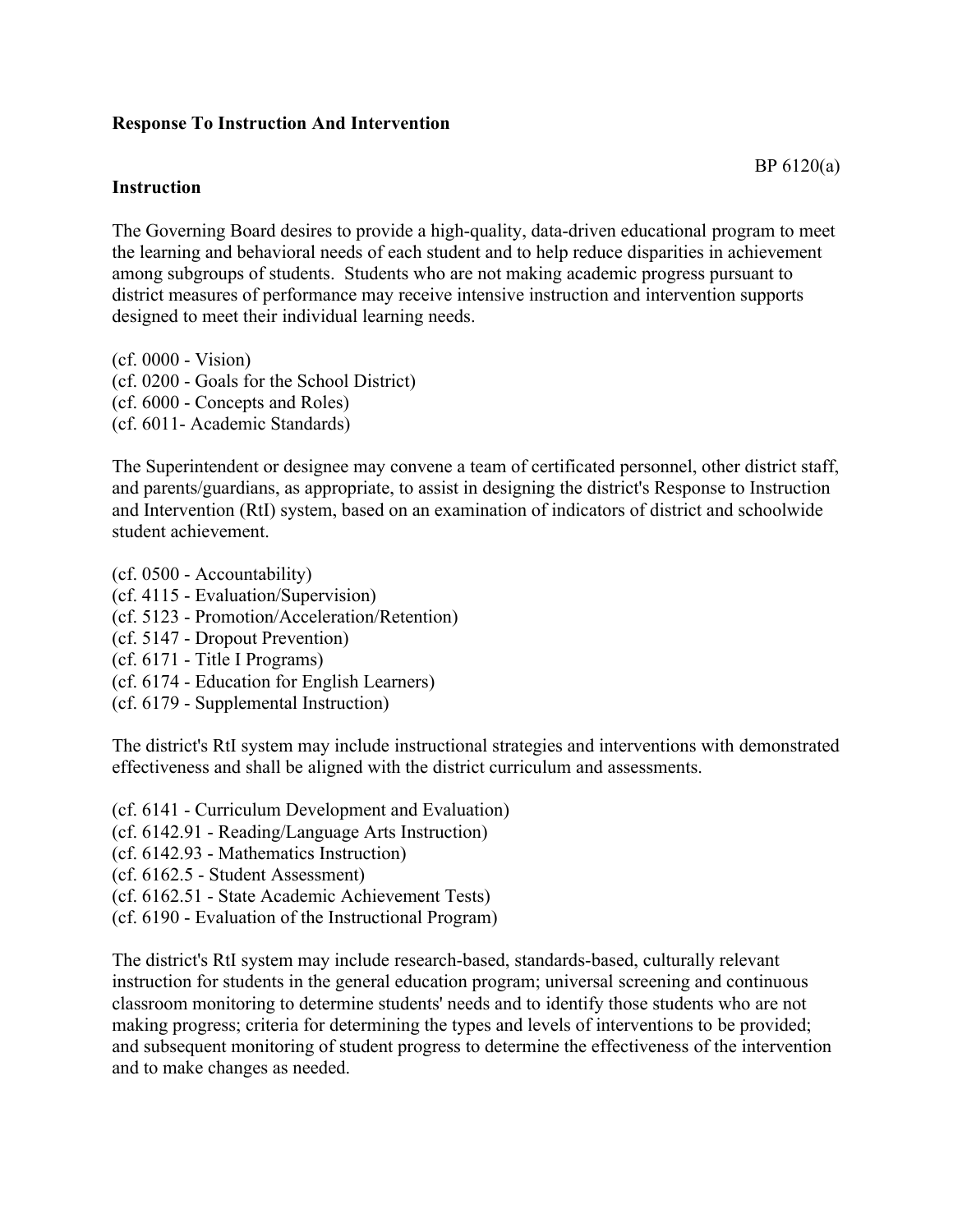**Response To Instruction And Intervention**

BP 6120(a)

**Instruction**

The Governing Board desires to provide a high-quality, data-driven educational program to meet the learning and behavioral needs of each student and to help reduce disparities in achievement among subgroups of students. Students who are not making academic progress pursuant to district measures of performance may receive intensive instruction and intervention supports designed to meet their individual learning needs.

(cf. 0000 - Vision)
(cf. 0200 - Goals for the School District)
(cf. 6000 - Concepts and Roles)
(cf. 6011- Academic Standards)

The Superintendent or designee may convene a team of certificated personnel, other district staff, and parents/guardians, as appropriate, to assist in designing the district's Response to Instruction and Intervention (RtI) system, based on an examination of indicators of district and schoolwide student achievement.

(cf. 0500 - Accountability)
(cf. 4115 - Evaluation/Supervision)
(cf. 5123 - Promotion/Acceleration/Retention)
(cf. 5147 - Dropout Prevention)
(cf. 6171 - Title I Programs)
(cf. 6174 - Education for English Learners)
(cf. 6179 - Supplemental Instruction)

The district's RtI system may include instructional strategies and interventions with demonstrated effectiveness and shall be aligned with the district curriculum and assessments.

(cf. 6141 - Curriculum Development and Evaluation)
(cf. 6142.91 - Reading/Language Arts Instruction)
(cf. 6142.93 - Mathematics Instruction)
(cf. 6162.5 - Student Assessment)
(cf. 6162.51 - State Academic Achievement Tests)
(cf. 6190 - Evaluation of the Instructional Program)

The district's RtI system may include research-based, standards-based, culturally relevant instruction for students in the general education program; universal screening and continuous classroom monitoring to determine students' needs and to identify those students who are not making progress; criteria for determining the types and levels of interventions to be provided; and subsequent monitoring of student progress to determine the effectiveness of the intervention and to make changes as needed.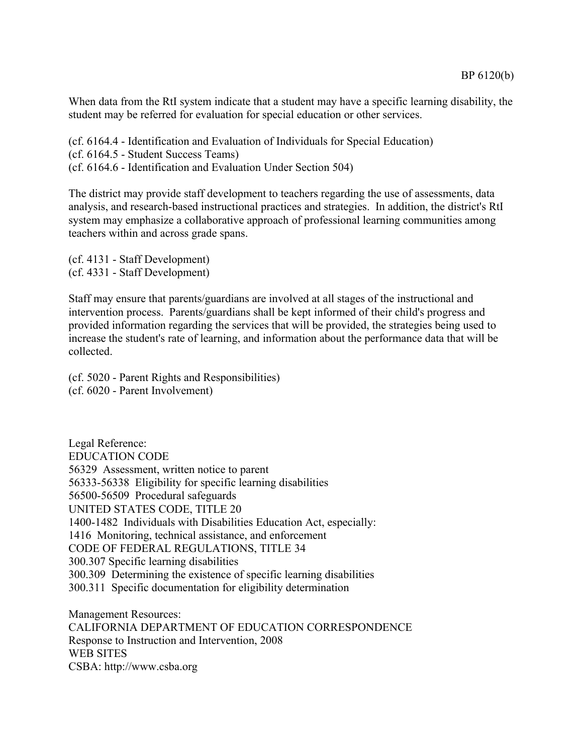When data from the RtI system indicate that a student may have a specific learning disability, the student may be referred for evaluation for special education or other services.

(cf. 6164.4 - Identification and Evaluation of Individuals for Special Education)
(cf. 6164.5 - Student Success Teams)
(cf. 6164.6 - Identification and Evaluation Under Section 504)

The district may provide staff development to teachers regarding the use of assessments, data analysis, and research-based instructional practices and strategies. In addition, the district's RtI system may emphasize a collaborative approach of professional learning communities among teachers within and across grade spans.

(cf. 4131 - Staff Development)
(cf. 4331 - Staff Development)

Staff may ensure that parents/guardians are involved at all stages of the instructional and intervention process. Parents/guardians shall be kept informed of their child's progress and provided information regarding the services that will be provided, the strategies being used to increase the student's rate of learning, and information about the performance data that will be collected.

(cf. 5020 - Parent Rights and Responsibilities)
(cf. 6020 - Parent Involvement)

Legal Reference:
EDUCATION CODE
56329 Assessment, written notice to parent
56333-56338 Eligibility for specific learning disabilities
56500-56509 Procedural safeguards
UNITED STATES CODE, TITLE 20
1400-1482 Individuals with Disabilities Education Act, especially:
1416 Monitoring, technical assistance, and enforcement
CODE OF FEDERAL REGULATIONS, TITLE 34
300.307 Specific learning disabilities
300.309 Determining the existence of specific learning disabilities
300.311 Specific documentation for eligibility determination

Management Resources:
CALIFORNIA DEPARTMENT OF EDUCATION CORRESPONDENCE
Response to Instruction and Intervention, 2008
WEB SITES
CSBA: http://www.csba.org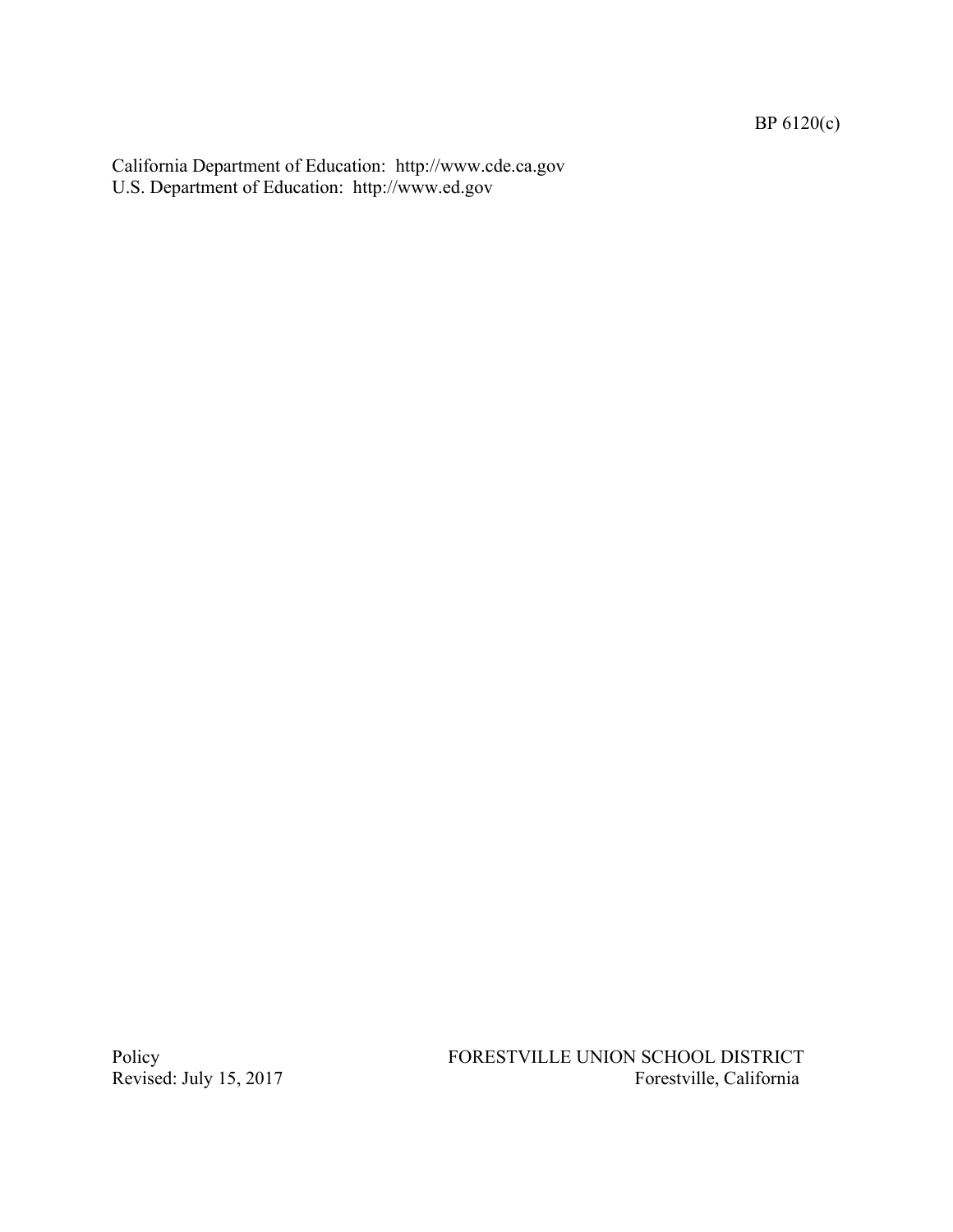California Department of Education: http://www.cde.ca.gov
U.S. Department of Education: http://www.ed.gov

Policy
Revised: July 15, 2017

FORESTVILLE UNION SCHOOL DISTRICT
Forestville, California